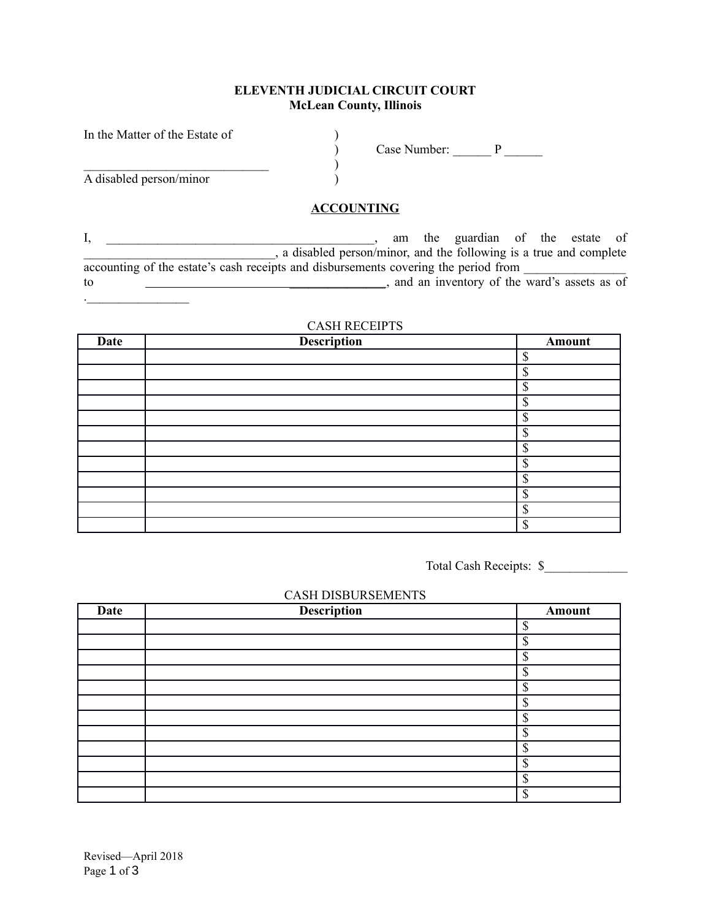**ELEVENTH JUDICIAL CIRCUIT COURT**
**McLean County, Illinois**

In the Matter of the Estate of )
) Case Number: ______ P ______
______________________________ )
A disabled person/minor )

## ACCOUNTING

I, ___________________________________________, am the guardian of the estate of ______________________________, a disabled person/minor, and the following is a true and complete accounting of the estate's cash receipts and disbursements covering the period from ________________ to _______________________________________, and an inventory of the ward's assets as of .________________

CASH RECEIPTS

| Date | Description | Amount |
|---|---|---|
| | | $ |
| | | $ |
| | | $ |
| | | $ |
| | | $ |
| | | $ |
| | | $ |
| | | $ |
| | | $ |
| | | $ |
| | | $ |
| | | $ |

Total Cash Receipts: $_____________

CASH DISBURSEMENTS

| Date | Description | Amount |
|---|---|---|
| | | $ |
| | | $ |
| | | $ |
| | | $ |
| | | $ |
| | | $ |
| | | $ |
| | | $ |
| | | $ |
| | | $ |
| | | $ |
| | | $ |

Revised—April 2018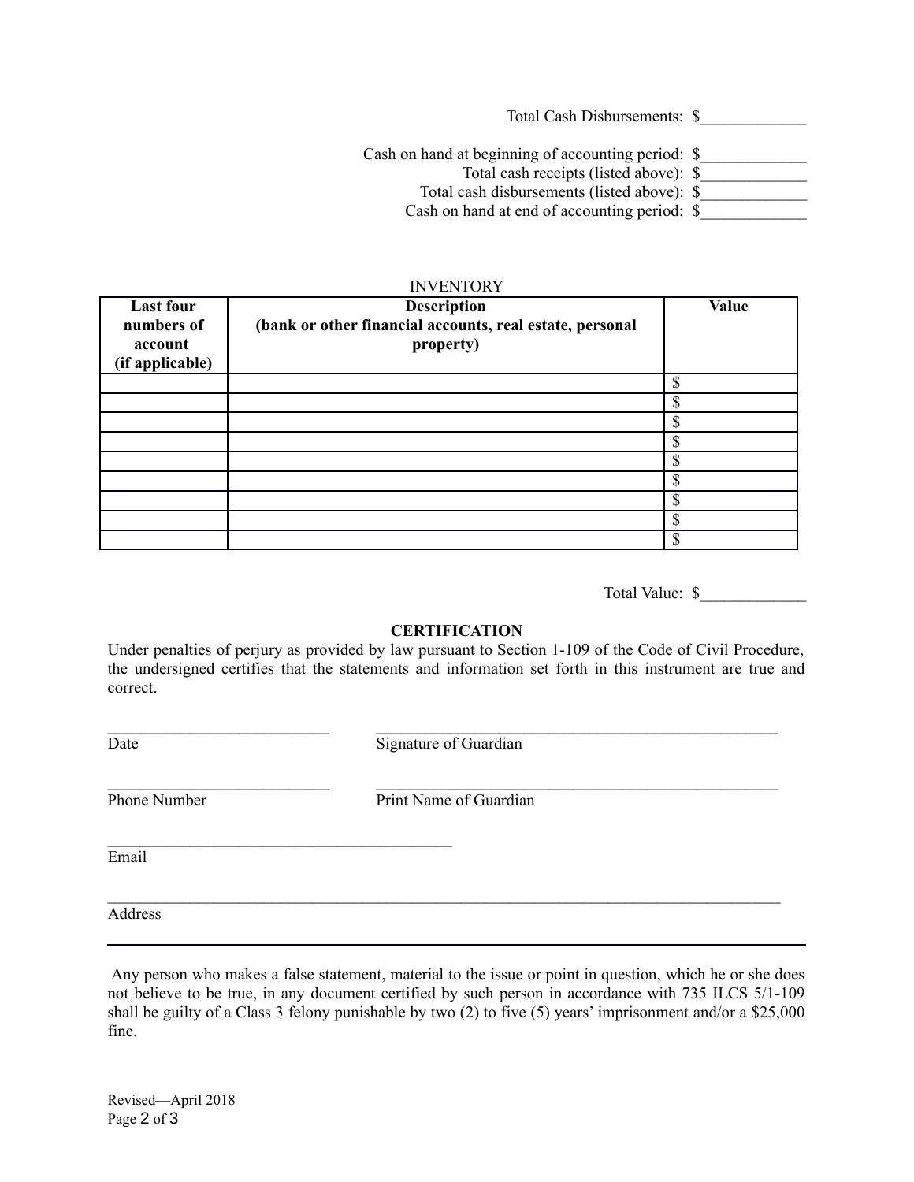Total Cash Disbursements: $_____________

Cash on hand at beginning of accounting period: $_____________
Total cash receipts (listed above): $_____________
Total cash disbursements (listed above): $_____________
Cash on hand at end of accounting period: $_____________

INVENTORY

| **Last four numbers of account (if applicable)** | **Description (bank or other financial accounts, real estate, personal property)** | **Value** |
|---|---|---|
| | | $ |
| | | $ |
| | | $ |
| | | $ |
| | | $ |
| | | $ |
| | | $ |
| | | $ |
| | | $ |

Total Value: $_____________

**CERTIFICATION**

Under penalties of perjury as provided by law pursuant to Section 1-109 of the Code of Civil Procedure, the undersigned certifies that the statements and information set forth in this instrument are true and correct.

___________________________ ___________________________________________________
Date Signature of Guardian

___________________________ ___________________________________________________
Phone Number Print Name of Guardian

__________________________________________
Email

_____________________________________________________________________________________
Address

---

Any person who makes a false statement, material to the issue or point in question, which he or she does not believe to be true, in any document certified by such person in accordance with 735 ILCS 5/1-109 shall be guilty of a Class 3 felony punishable by two (2) to five (5) years' imprisonment and/or a $25,000 fine.

Revised—April 2018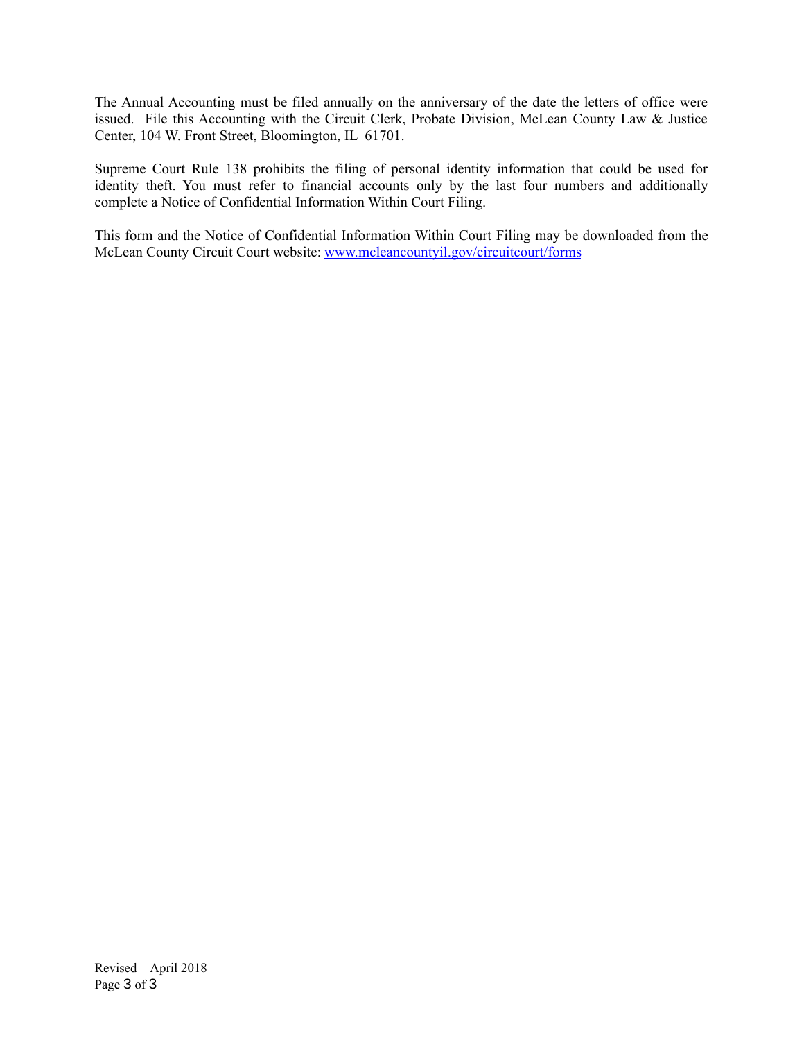The Annual Accounting must be filed annually on the anniversary of the date the letters of office were issued. File this Accounting with the Circuit Clerk, Probate Division, McLean County Law & Justice Center, 104 W. Front Street, Bloomington, IL 61701.

Supreme Court Rule 138 prohibits the filing of personal identity information that could be used for identity theft. You must refer to financial accounts only by the last four numbers and additionally complete a Notice of Confidential Information Within Court Filing.

This form and the Notice of Confidential Information Within Court Filing may be downloaded from the McLean County Circuit Court website: [www.mcleancountyil.gov/circuitcourt/forms](http://www.mcleancountyil.gov/circuitcourt/forms)

Revised—April 2018